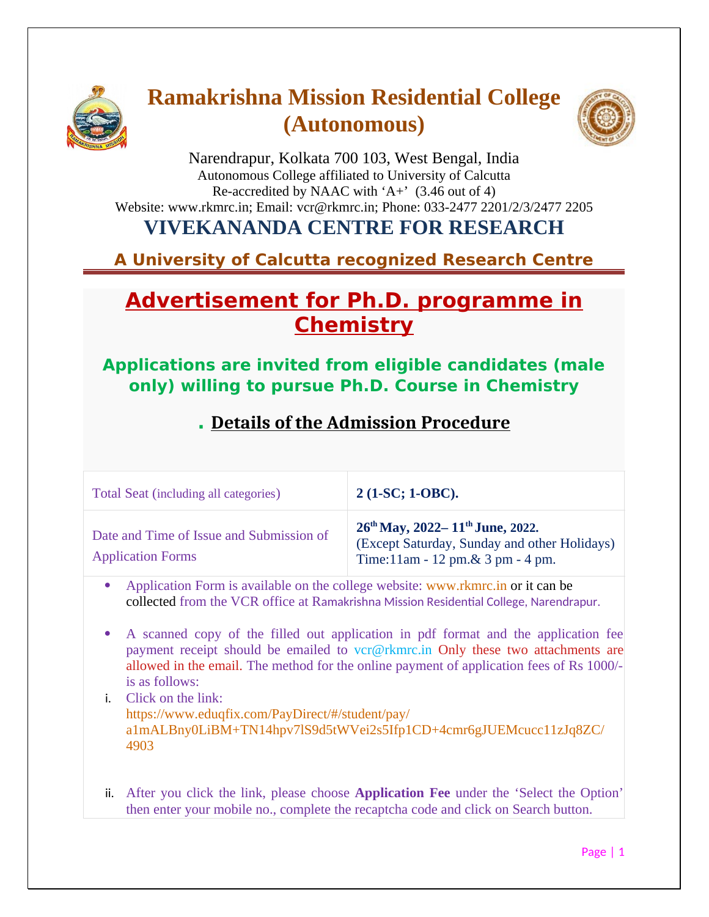# Ramakrishna Mission Residential College (Autonomous)

Narendrapur, Kolkata 700 103, West Bengal, India
Autonomous College affiliated to University of Calcutta
Re-accredited by NAAC with 'A+' (3.46 out of 4)
Website: www.rkmrc.in; Email: vcr@rkmrc.in; Phone: 033-2477 2201/2/3/2477 2205

## VIVEKANANDA CENTRE FOR RESEARCH

### A University of Calcutta recognized Research Centre

## Advertisement for Ph.D. programme in Chemistry

### Applications are invited from eligible candidates (male only) willing to pursue Ph.D. Course in Chemistry

### Details of the Admission Procedure

| Total Seat (including all categories) | **2 (1-SC; 1-OBC).** |
|---|---|
| Date and Time of Issue and Submission of Application Forms | **26th May, 2022– 11th June, 2022.** (Except Saturday, Sunday and other Holidays) Time:11am - 12 pm.& 3 pm - 4 pm. |

- Application Form is available on the college website: www.rkmrc.in or it can be collected from the VCR office at Ramakrishna Mission Residential College, Narendrapur.

- A scanned copy of the filled out application in pdf format and the application fee payment receipt should be emailed to vcr@rkmrc.in Only these two attachments are allowed in the email. The method for the online payment of application fees of Rs 1000/- is as follows:

i. Click on the link: https://www.eduqfix.com/PayDirect/#/student/pay/a1mALBny0LiBM+TN14hpv7lS9d5tWVei2s5Ifp1CD+4cmr6gJUEMcucc11zJq8ZC/4903

ii. After you click the link, please choose **Application Fee** under the 'Select the Option' then enter your mobile no., complete the recaptcha code and click on Search button.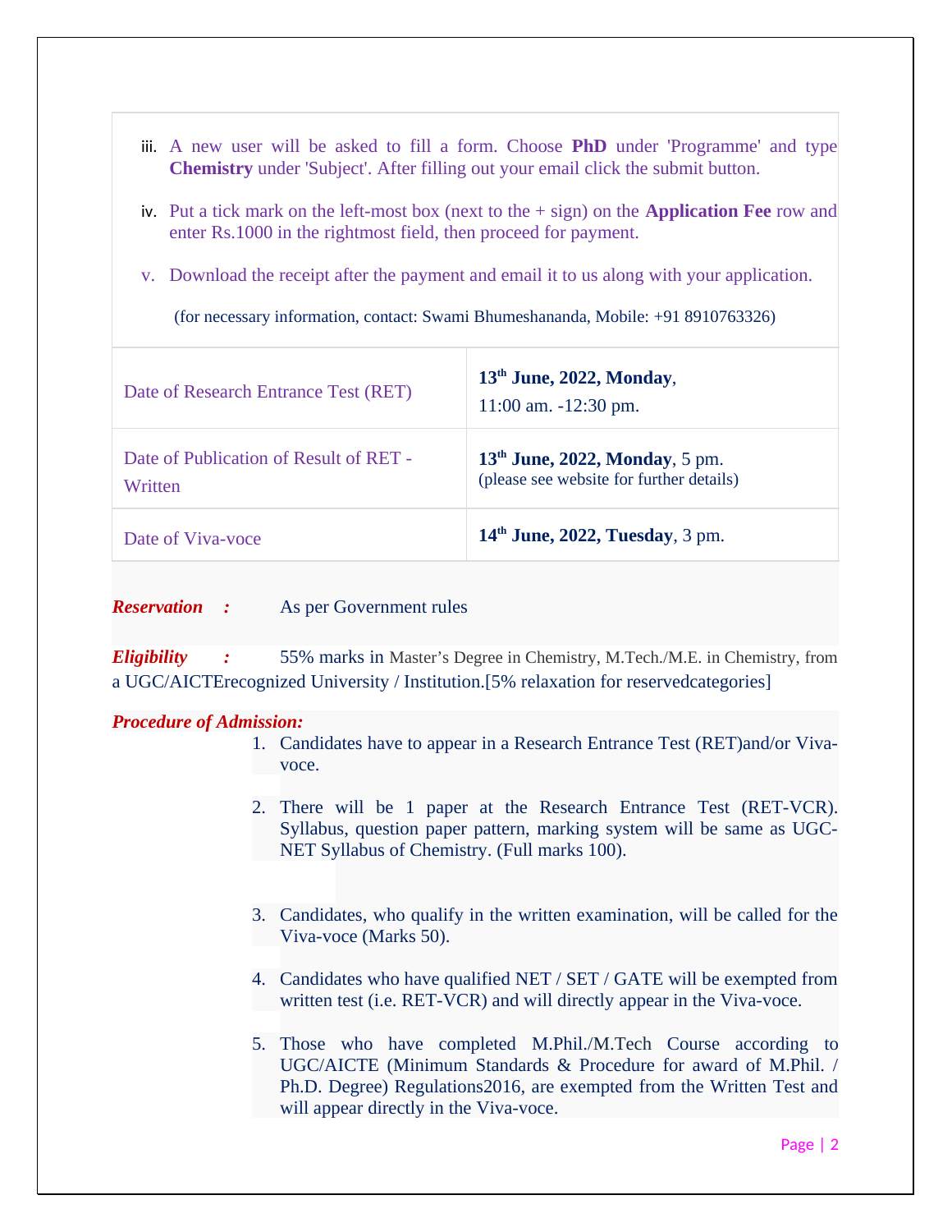iii. A new user will be asked to fill a form. Choose **PhD** under 'Programme' and type **Chemistry** under 'Subject'. After filling out your email click the submit button.

iv. Put a tick mark on the left-most box (next to the + sign) on the **Application Fee** row and enter Rs.1000 in the rightmost field, then proceed for payment.

v. Download the receipt after the payment and email it to us along with your application.

(for necessary information, contact: Swami Bhumeshananda, Mobile: +91 8910763326)

| | |
|---|---|
| Date of Research Entrance Test (RET) | **13th June, 2022, Monday**, 11:00 am. -12:30 pm. |
| Date of Publication of Result of RET - Written | **13th June, 2022, Monday**, 5 pm. (please see website for further details) |
| Date of Viva-voce | **14th June, 2022, Tuesday**, 3 pm. |

***Reservation :*** As per Government rules

***Eligibility :*** 55% marks in Master's Degree in Chemistry, M.Tech./M.E. in Chemistry, from a UGC/AICTErecognized University / Institution.[5% relaxation for reservedcategories]

***Procedure of Admission:***

1. Candidates have to appear in a Research Entrance Test (RET)and/or Viva-voce.
2. There will be 1 paper at the Research Entrance Test (RET-VCR). Syllabus, question paper pattern, marking system will be same as UGC-NET Syllabus of Chemistry. (Full marks 100).
3. Candidates, who qualify in the written examination, will be called for the Viva-voce (Marks 50).
4. Candidates who have qualified NET / SET / GATE will be exempted from written test (i.e. RET-VCR) and will directly appear in the Viva-voce.
5. Those who have completed M.Phil./M.Tech Course according to UGC/AICTE (Minimum Standards & Procedure for award of M.Phil. / Ph.D. Degree) Regulations2016, are exempted from the Written Test and will appear directly in the Viva-voce.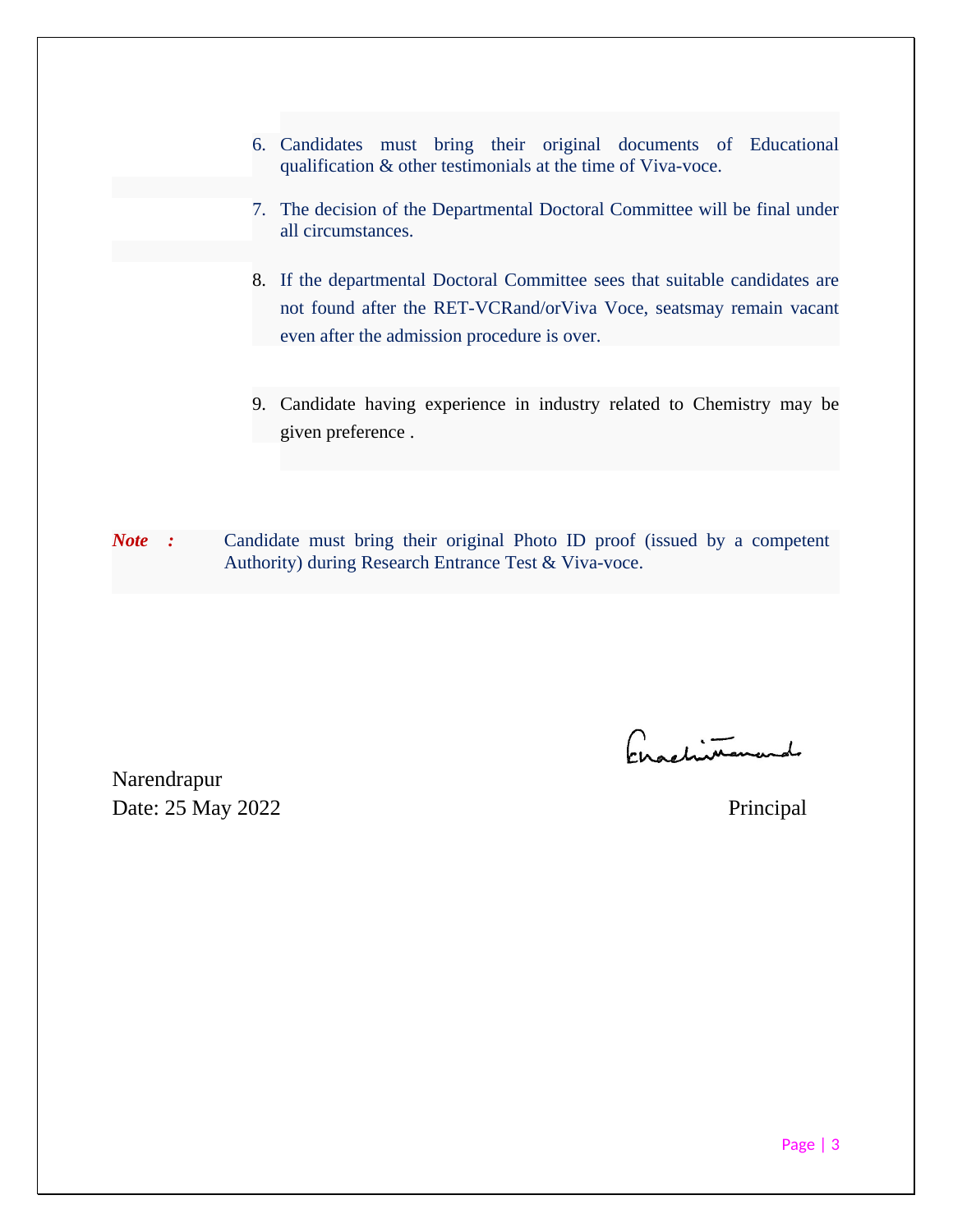6. Candidates must bring their original documents of Educational qualification & other testimonials at the time of Viva-voce.

7. The decision of the Departmental Doctoral Committee will be final under all circumstances.

8. If the departmental Doctoral Committee sees that suitable candidates are not found after the RET-VCRand/orViva Voce, seatsmay remain vacant even after the admission procedure is over.

9. Candidate having experience in industry related to Chemistry may be given preference .

***Note :*** Candidate must bring their original Photo ID proof (issued by a competent Authority) during Research Entrance Test & Viva-voce.

Narendrapur
Date: 25 May 2022

Principal